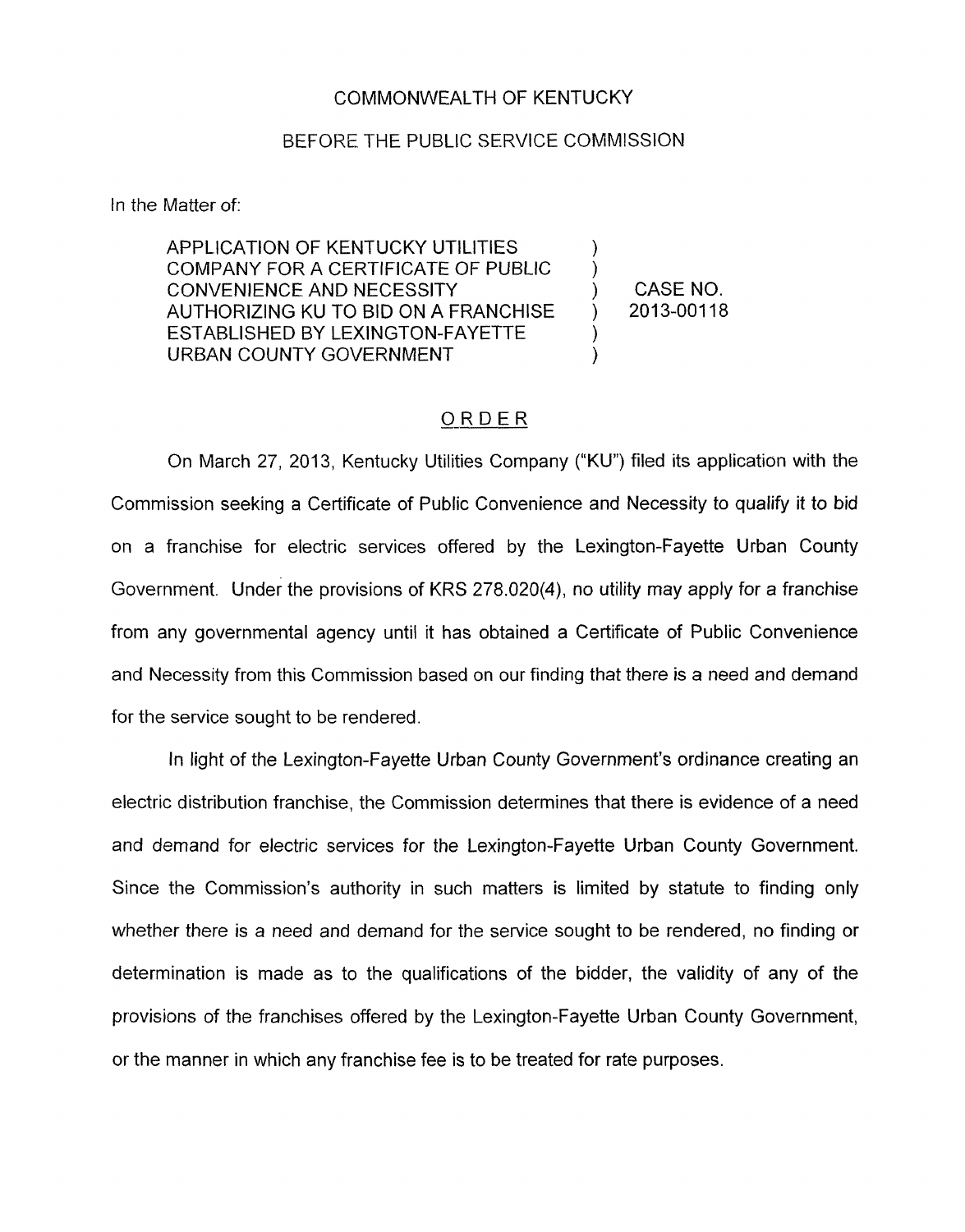COMMONWEALTH OF KENTUCKY

BEFORE THE PUBLIC SERVICE COMMISSION

In the Matter of:

| | | |
|---|---|---|
| APPLICATION OF KENTUCKY UTILITIES COMPANY FOR A CERTIFICATE OF PUBLIC CONVENIENCE AND NECESSITY AUTHORIZING KU TO BID ON A FRANCHISE ESTABLISHED BY LEXINGTON-FAYETTE URBAN COUNTY GOVERNMENT | ) | CASE NO. 2013-00118 |

## ORDER

On March 27, 2013, Kentucky Utilities Company ("KU") filed its application with the Commission seeking a Certificate of Public Convenience and Necessity to qualify it to bid on a franchise for electric services offered by the Lexington-Fayette Urban County Government. Under the provisions of KRS 278.020(4), no utility may apply for a franchise from any governmental agency until it has obtained a Certificate of Public Convenience and Necessity from this Commission based on our finding that there is a need and demand for the service sought to be rendered.

In light of the Lexington-Fayette Urban County Government's ordinance creating an electric distribution franchise, the Commission determines that there is evidence of a need and demand for electric services for the Lexington-Fayette Urban County Government. Since the Commission's authority in such matters is limited by statute to finding only whether there is a need and demand for the service sought to be rendered, no finding or determination is made as to the qualifications of the bidder, the validity of any of the provisions of the franchises offered by the Lexington-Fayette Urban County Government, or the manner in which any franchise fee is to be treated for rate purposes.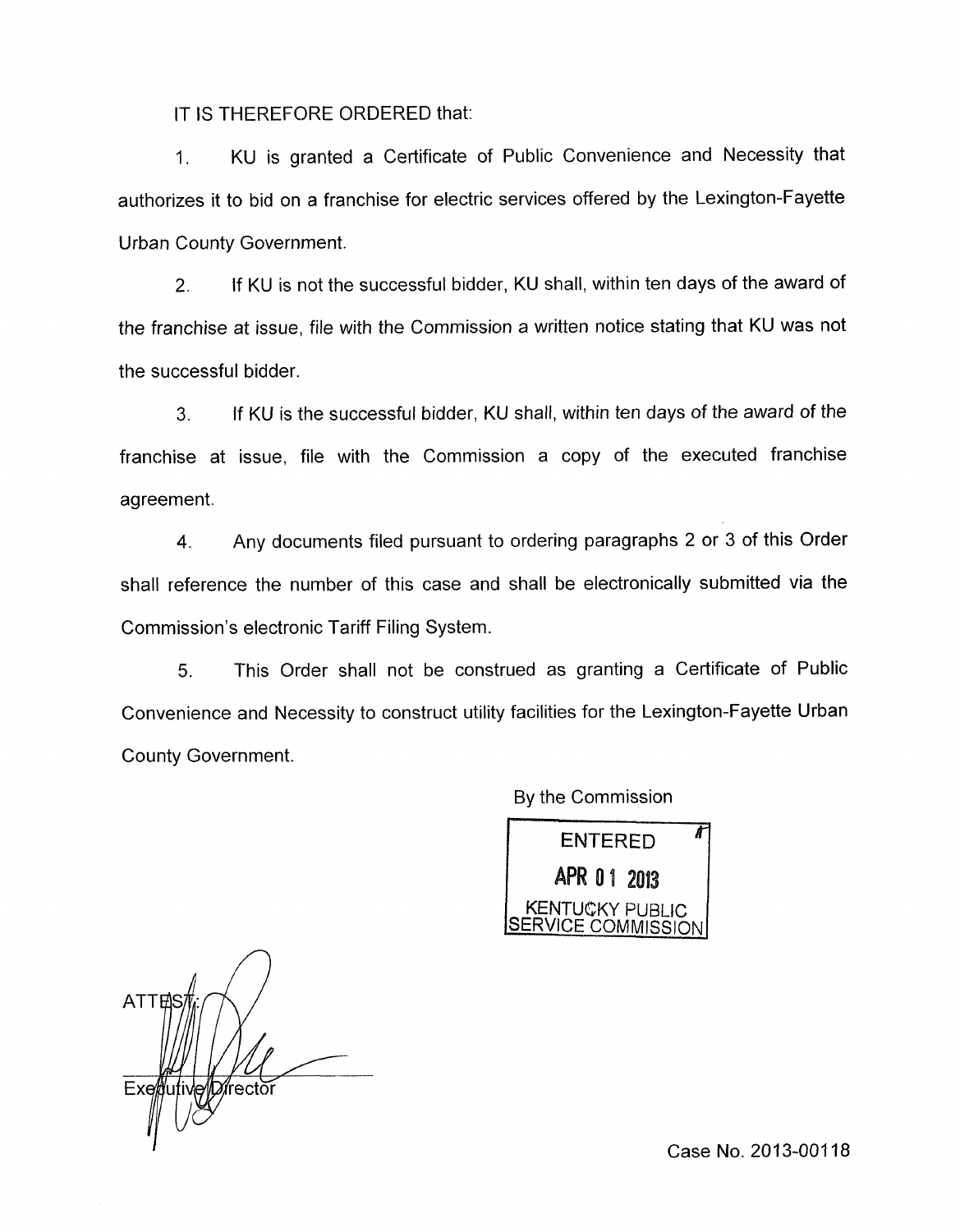IT IS THEREFORE ORDERED that:

1. KU is granted a Certificate of Public Convenience and Necessity that authorizes it to bid on a franchise for electric services offered by the Lexington-Fayette Urban County Government.

2. If KU is not the successful bidder, KU shall, within ten days of the award of the franchise at issue, file with the Commission a written notice stating that KU was not the successful bidder.

3. If KU is the successful bidder, KU shall, within ten days of the award of the franchise at issue, file with the Commission a copy of the executed franchise agreement.

4. Any documents filed pursuant to ordering paragraphs 2 or 3 of this Order shall reference the number of this case and shall be electronically submitted via the Commission's electronic Tariff Filing System.

5. This Order shall not be construed as granting a Certificate of Public Convenience and Necessity to construct utility facilities for the Lexington-Fayette Urban County Government.

By the Commission

ENTERED
APR 01 2013
KENTUCKY PUBLIC SERVICE COMMISSION

ATTEST:

Executive Director

Case No. 2013-00118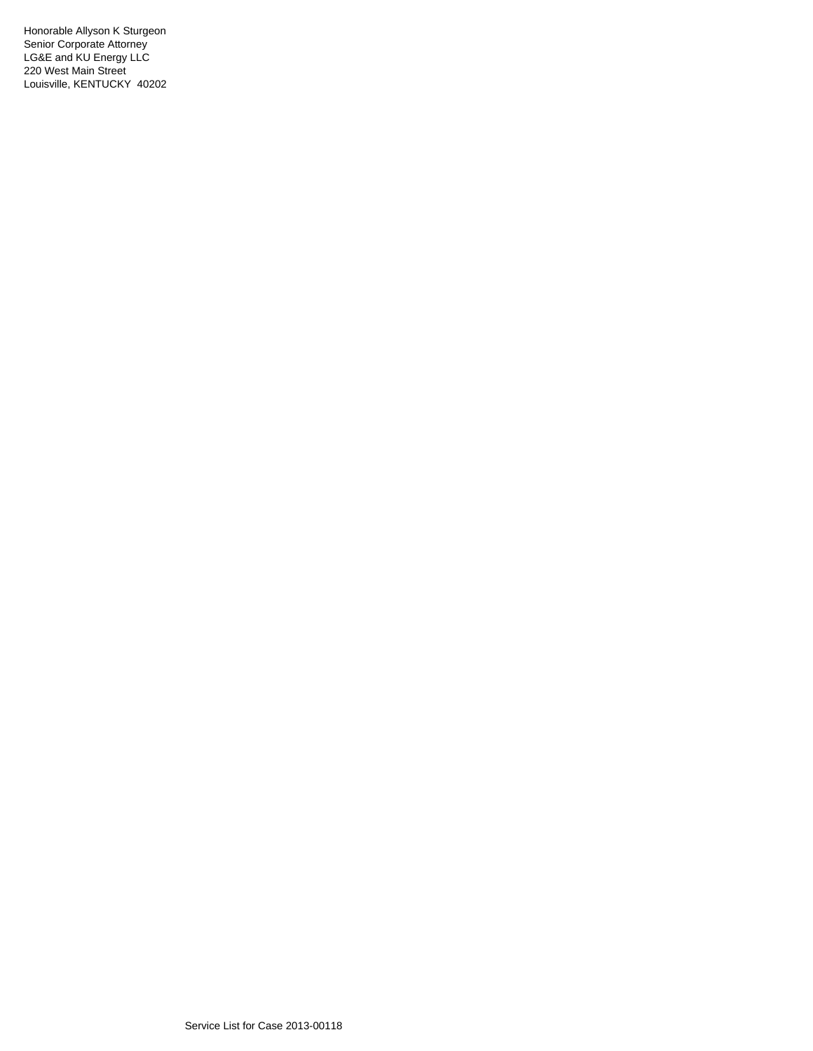Honorable Allyson K Sturgeon
Senior Corporate Attorney
LG&E and KU Energy LLC
220 West Main Street
Louisville, KENTUCKY  40202